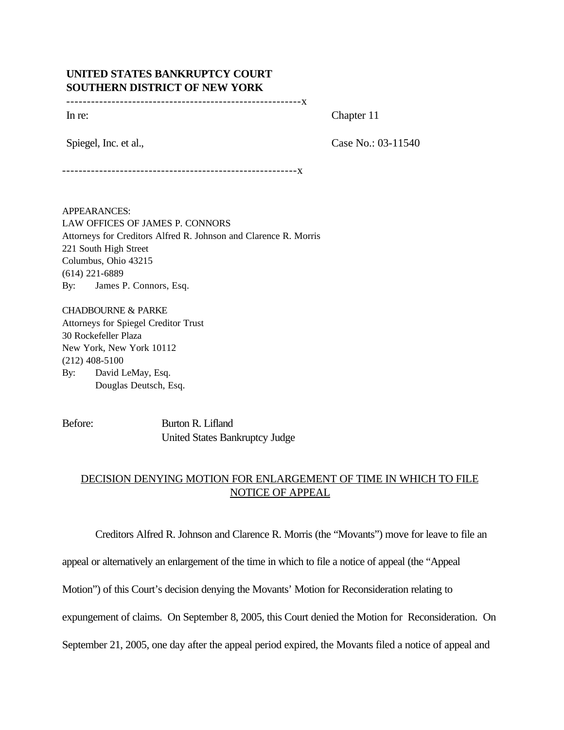**UNITED STATES BANKRUPTCY COURT**
**SOUTHERN DISTRICT OF NEW YORK**

---------------------------------------------------------x

In re: Chapter 11

Spiegel, Inc. et al., Case No.: 03-11540

---------------------------------------------------------x

APPEARANCES:
LAW OFFICES OF JAMES P. CONNORS
Attorneys for Creditors Alfred R. Johnson and Clarence R. Morris
221 South High Street
Columbus, Ohio 43215
(614) 221-6889
By: James P. Connors, Esq.

CHADBOURNE & PARKE
Attorneys for Spiegel Creditor Trust
30 Rockefeller Plaza
New York, New York 10112
(212) 408-5100
By: David LeMay, Esq.
Douglas Deutsch, Esq.

Before: Burton R. Lifland
United States Bankruptcy Judge

DECISION DENYING MOTION FOR ENLARGEMENT OF TIME IN WHICH TO FILE NOTICE OF APPEAL

Creditors Alfred R. Johnson and Clarence R. Morris (the "Movants") move for leave to file an appeal or alternatively an enlargement of the time in which to file a notice of appeal (the "Appeal Motion") of this Court's decision denying the Movants' Motion for Reconsideration relating to expungement of claims. On September 8, 2005, this Court denied the Motion for Reconsideration. On September 21, 2005, one day after the appeal period expired, the Movants filed a notice of appeal and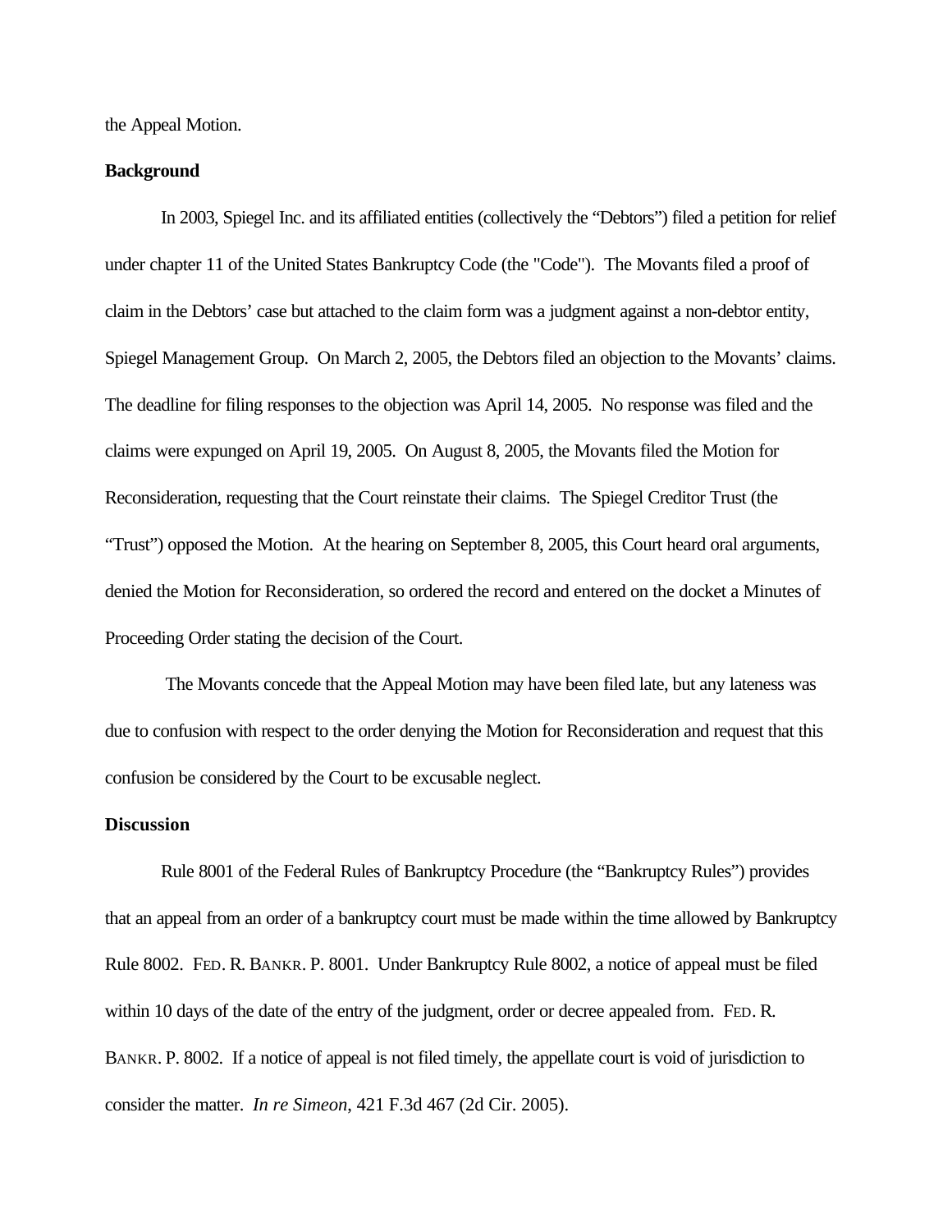the Appeal Motion.

**Background**

In 2003, Spiegel Inc. and its affiliated entities (collectively the "Debtors") filed a petition for relief under chapter 11 of the United States Bankruptcy Code (the "Code"). The Movants filed a proof of claim in the Debtors' case but attached to the claim form was a judgment against a non-debtor entity, Spiegel Management Group. On March 2, 2005, the Debtors filed an objection to the Movants' claims. The deadline for filing responses to the objection was April 14, 2005. No response was filed and the claims were expunged on April 19, 2005. On August 8, 2005, the Movants filed the Motion for Reconsideration, requesting that the Court reinstate their claims. The Spiegel Creditor Trust (the "Trust") opposed the Motion. At the hearing on September 8, 2005, this Court heard oral arguments, denied the Motion for Reconsideration, so ordered the record and entered on the docket a Minutes of Proceeding Order stating the decision of the Court.

The Movants concede that the Appeal Motion may have been filed late, but any lateness was due to confusion with respect to the order denying the Motion for Reconsideration and request that this confusion be considered by the Court to be excusable neglect.

**Discussion**

Rule 8001 of the Federal Rules of Bankruptcy Procedure (the "Bankruptcy Rules") provides that an appeal from an order of a bankruptcy court must be made within the time allowed by Bankruptcy Rule 8002. FED. R. BANKR. P. 8001. Under Bankruptcy Rule 8002, a notice of appeal must be filed within 10 days of the date of the entry of the judgment, order or decree appealed from. FED. R. BANKR. P. 8002. If a notice of appeal is not filed timely, the appellate court is void of jurisdiction to consider the matter. *In re Simeon*, 421 F.3d 467 (2d Cir. 2005).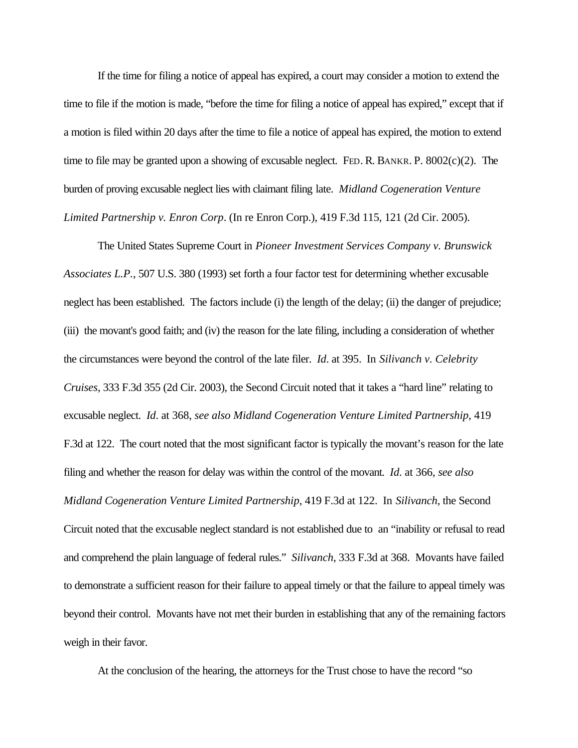If the time for filing a notice of appeal has expired, a court may consider a motion to extend the time to file if the motion is made, "before the time for filing a notice of appeal has expired," except that if a motion is filed within 20 days after the time to file a notice of appeal has expired, the motion to extend time to file may be granted upon a showing of excusable neglect. FED. R. BANKR. P. 8002(c)(2). The burden of proving excusable neglect lies with claimant filing late. *Midland Cogeneration Venture Limited Partnership v. Enron Corp*. (In re Enron Corp.), 419 F.3d 115, 121 (2d Cir. 2005).

The United States Supreme Court in *Pioneer Investment Services Company v. Brunswick Associates L.P.*, 507 U.S. 380 (1993) set forth a four factor test for determining whether excusable neglect has been established. The factors include (i) the length of the delay; (ii) the danger of prejudice; (iii) the movant's good faith; and (iv) the reason for the late filing, including a consideration of whether the circumstances were beyond the control of the late filer. *Id*. at 395. In *Silivanch v. Celebrity Cruises*, 333 F.3d 355 (2d Cir. 2003), the Second Circuit noted that it takes a "hard line" relating to excusable neglect. *Id*. at 368, *see also Midland Cogeneration Venture Limited Partnership*, 419 F.3d at 122. The court noted that the most significant factor is typically the movant's reason for the late filing and whether the reason for delay was within the control of the movant. *Id*. at 366, *see also Midland Cogeneration Venture Limited Partnership*, 419 F.3d at 122. In *Silivanch*, the Second Circuit noted that the excusable neglect standard is not established due to an "inability or refusal to read and comprehend the plain language of federal rules." *Silivanch*, 333 F.3d at 368. Movants have failed to demonstrate a sufficient reason for their failure to appeal timely or that the failure to appeal timely was beyond their control. Movants have not met their burden in establishing that any of the remaining factors weigh in their favor.

At the conclusion of the hearing, the attorneys for the Trust chose to have the record "so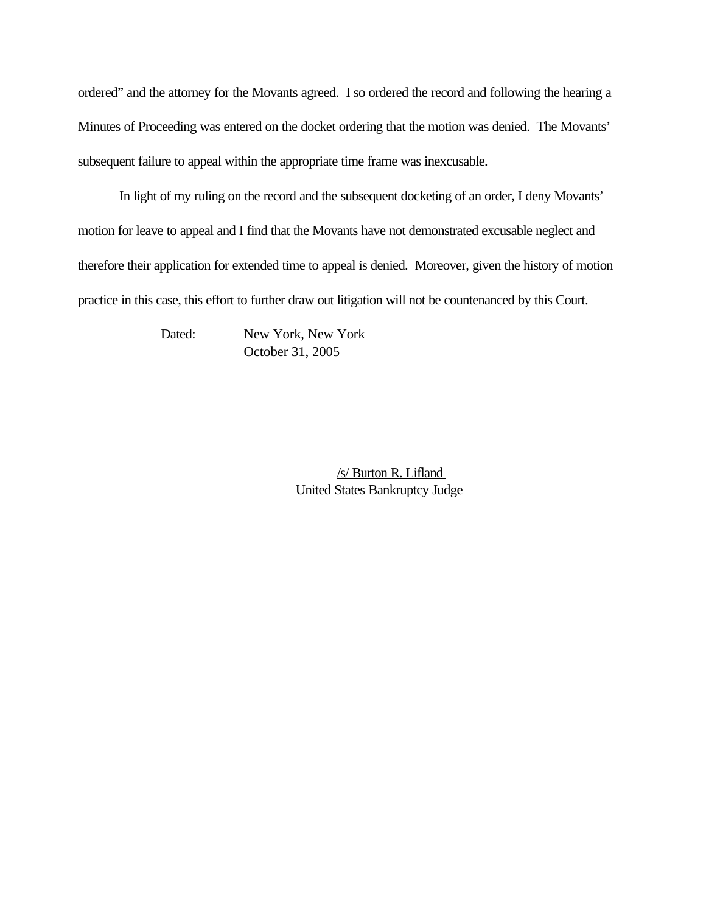ordered" and the attorney for the Movants agreed. I so ordered the record and following the hearing a Minutes of Proceeding was entered on the docket ordering that the motion was denied. The Movants' subsequent failure to appeal within the appropriate time frame was inexcusable.

In light of my ruling on the record and the subsequent docketing of an order, I deny Movants' motion for leave to appeal and I find that the Movants have not demonstrated excusable neglect and therefore their application for extended time to appeal is denied. Moreover, given the history of motion practice in this case, this effort to further draw out litigation will not be countenanced by this Court.

Dated: New York, New York
October 31, 2005

/s/ Burton R. Lifland
United States Bankruptcy Judge